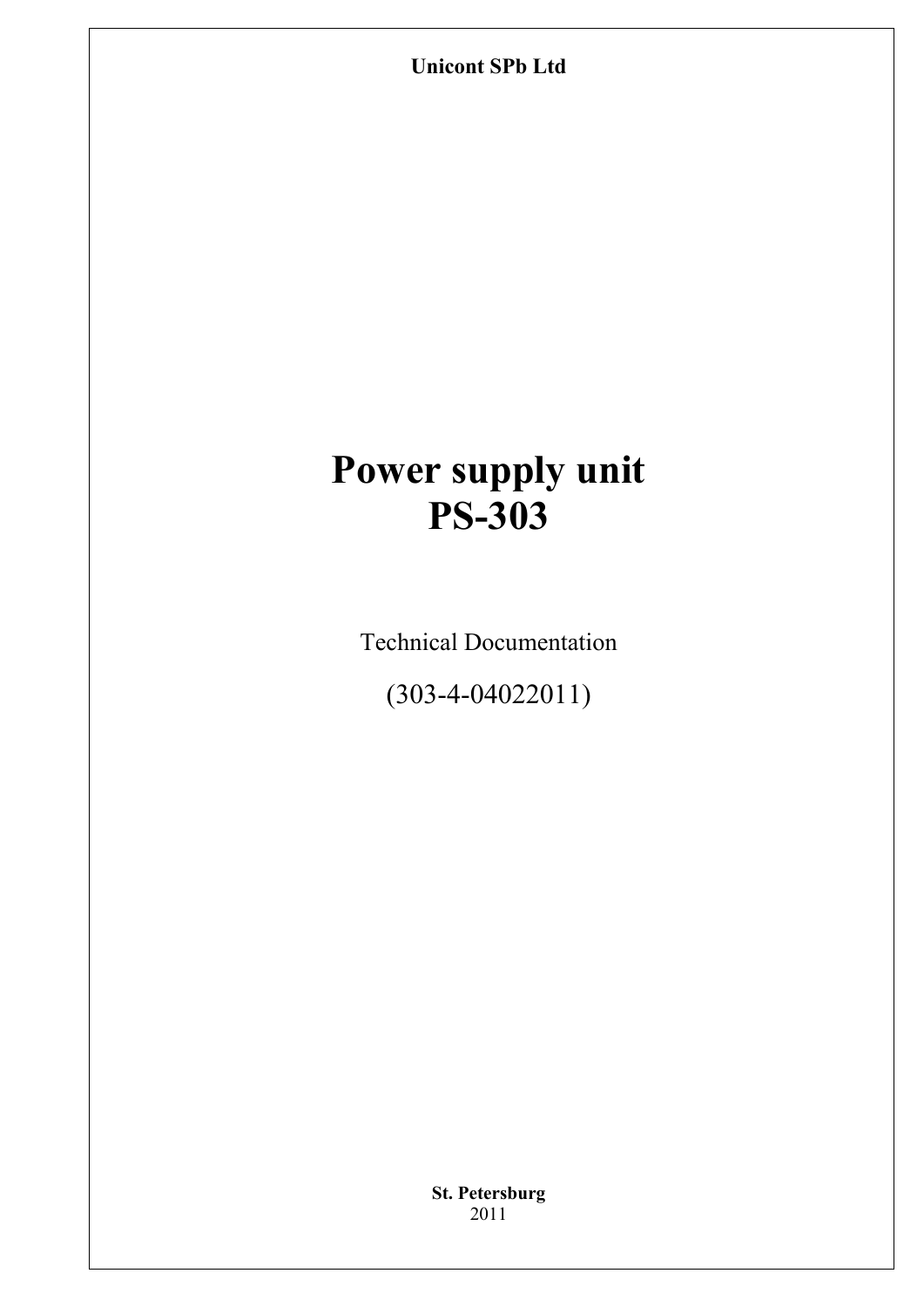**Unicont SPb Ltd**

# Power supply unit PS-303

Technical Documentation

(303-4-04022011)

**St. Petersburg**
2011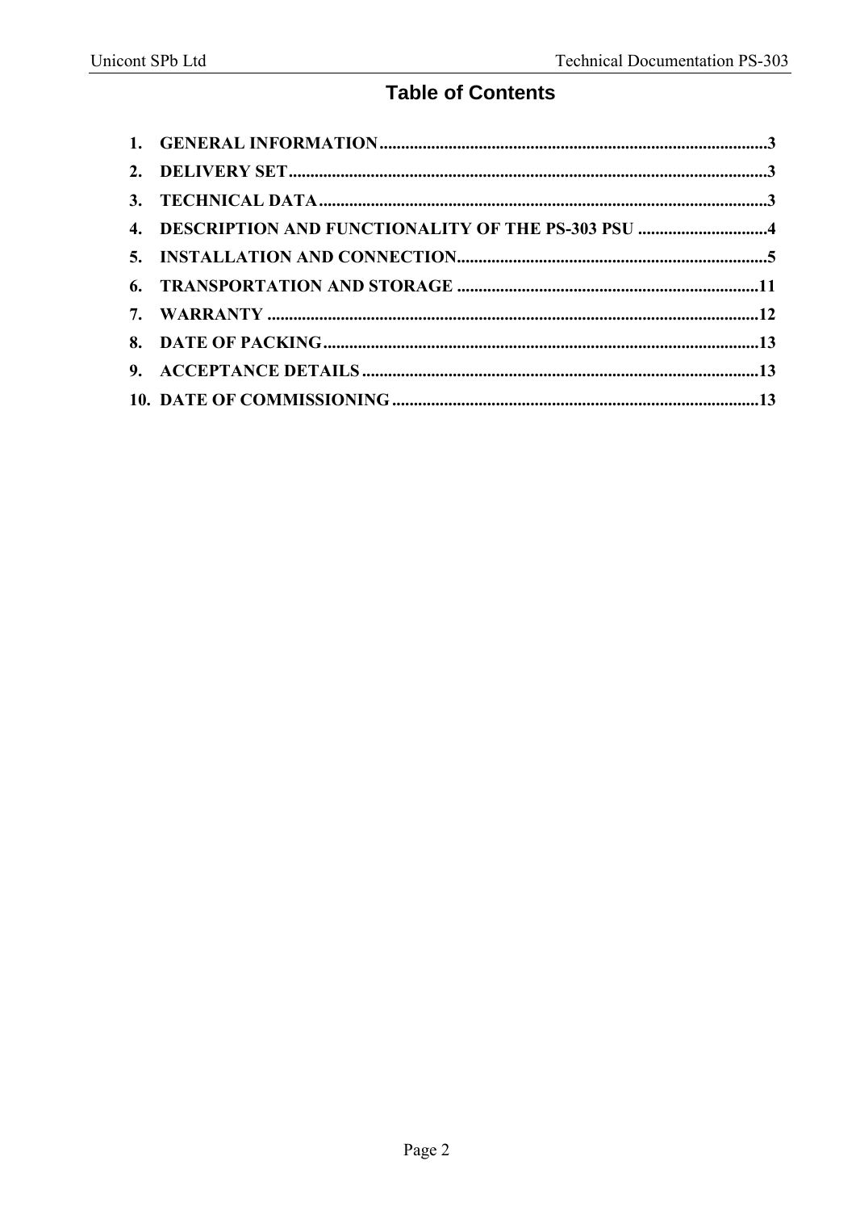# Table of Contents

1. GENERAL INFORMATION ........................................................................................3
2. DELIVERY SET ..........................................................................................................3
3. TECHNICAL DATA .....................................................................................................3
4. DESCRIPTION AND FUNCTIONALITY OF THE PS-303 PSU ..............................4
5. INSTALLATION AND CONNECTION.......................................................................5
6. TRANSPORTATION AND STORAGE ...................................................................11
7. WARRANTY ..............................................................................................................12
8. DATE OF PACKING..................................................................................................13
9. ACCEPTANCE DETAILS .........................................................................................13
10. DATE OF COMMISSIONING ...................................................................................13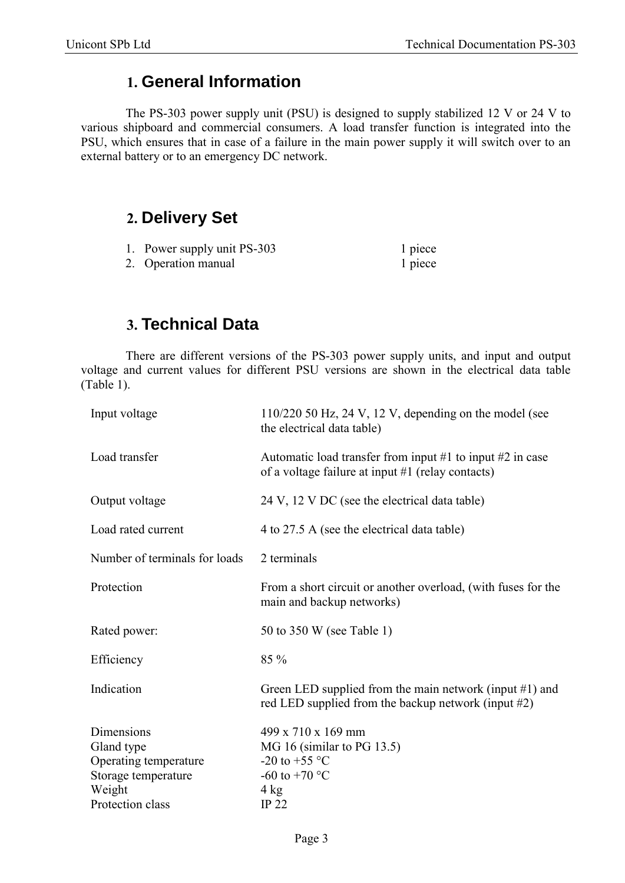## 1. General Information

The PS-303 power supply unit (PSU) is designed to supply stabilized 12 V or 24 V to various shipboard and commercial consumers. A load transfer function is integrated into the PSU, which ensures that in case of a failure in the main power supply it will switch over to an external battery or to an emergency DC network.

## 2. Delivery Set

1. Power supply unit PS-303 — 1 piece
2. Operation manual — 1 piece

## 3. Technical Data

There are different versions of the PS-303 power supply units, and input and output voltage and current values for different PSU versions are shown in the electrical data table (Table 1).

| | |
|---|---|
| Input voltage | 110/220 50 Hz, 24 V, 12 V, depending on the model (see the electrical data table) |
| Load transfer | Automatic load transfer from input #1 to input #2 in case of a voltage failure at input #1 (relay contacts) |
| Output voltage | 24 V, 12 V DC (see the electrical data table) |
| Load rated current | 4 to 27.5 A (see the electrical data table) |
| Number of terminals for loads | 2 terminals |
| Protection | From a short circuit or another overload, (with fuses for the main and backup networks) |
| Rated power: | 50 to 350 W (see Table 1) |
| Efficiency | 85 % |
| Indication | Green LED supplied from the main network (input #1) and red LED supplied from the backup network (input #2) |
| Dimensions | 499 x 710 x 169 mm |
| Gland type | MG 16 (similar to PG 13.5) |
| Operating temperature | -20 to +55 °C |
| Storage temperature | -60 to +70 °C |
| Weight | 4 kg |
| Protection class | IP 22 |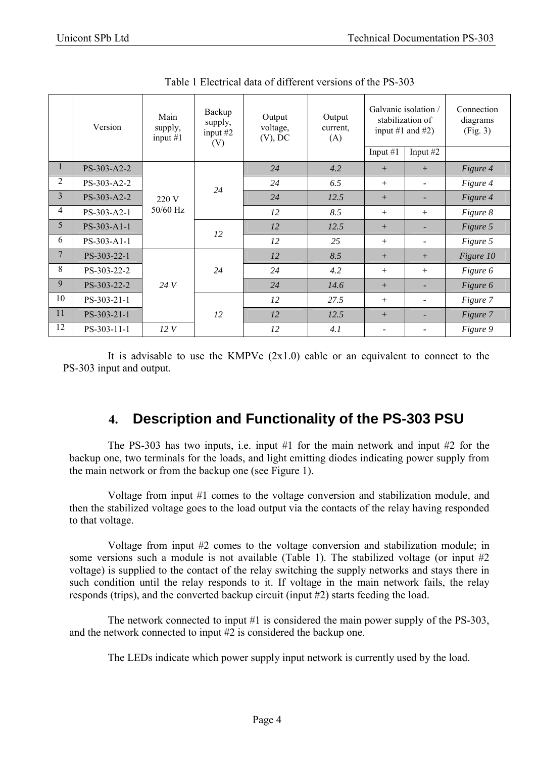Table 1 Electrical data of different versions of the PS-303

| | Version | Main supply, input #1 | Backup supply, input #2 (V) | Output voltage, (V), DC | Output current, (A) | Galvanic isolation / stabilization of input #1 and #2) | | Connection diagrams (Fig. 3) |
|---|---|---|---|---|---|---|---|---|
| | | | | | | Input #1 | Input #2 | |
| 1 | PS-303-A2-2 | 220 V 50/60 Hz | *24* | *24* | *4.2* | + | + | *Figure 4* |
| 2 | PS-303-A2-2 | | | *24* | *6.5* | + | - | *Figure 4* |
| 3 | PS-303-A2-2 | | | *24* | *12.5* | + | - | *Figure 4* |
| 4 | PS-303-A2-1 | | | *12* | *8.5* | + | + | *Figure 8* |
| 5 | PS-303-A1-1 | | *12* | *12* | *12.5* | + | - | *Figure 5* |
| 6 | PS-303-A1-1 | | | *12* | *25* | + | - | *Figure 5* |
| 7 | PS-303-22-1 | *24 V* | *24* | *12* | *8.5* | + | + | *Figure 10* |
| 8 | PS-303-22-2 | | | *24* | *4.2* | + | + | *Figure 6* |
| 9 | PS-303-22-2 | | | *24* | *14.6* | + | - | *Figure 6* |
| 10 | PS-303-21-1 | | *12* | *12* | *27.5* | + | - | *Figure 7* |
| 11 | PS-303-21-1 | | | *12* | *12.5* | + | - | *Figure 7* |
| 12 | PS-303-11-1 | *12 V* | | *12* | *4.1* | - | - | *Figure 9* |

It is advisable to use the KMPVe (2x1.0) cable or an equivalent to connect to the PS-303 input and output.

## 4. Description and Functionality of the PS-303 PSU

The PS-303 has two inputs, i.e. input #1 for the main network and input #2 for the backup one, two terminals for the loads, and light emitting diodes indicating power supply from the main network or from the backup one (see Figure 1).

Voltage from input #1 comes to the voltage conversion and stabilization module, and then the stabilized voltage goes to the load output via the contacts of the relay having responded to that voltage.

Voltage from input #2 comes to the voltage conversion and stabilization module; in some versions such a module is not available (Table 1). The stabilized voltage (or input #2 voltage) is supplied to the contact of the relay switching the supply networks and stays there in such condition until the relay responds to it. If voltage in the main network fails, the relay responds (trips), and the converted backup circuit (input #2) starts feeding the load.

The network connected to input #1 is considered the main power supply of the PS-303, and the network connected to input #2 is considered the backup one.

The LEDs indicate which power supply input network is currently used by the load.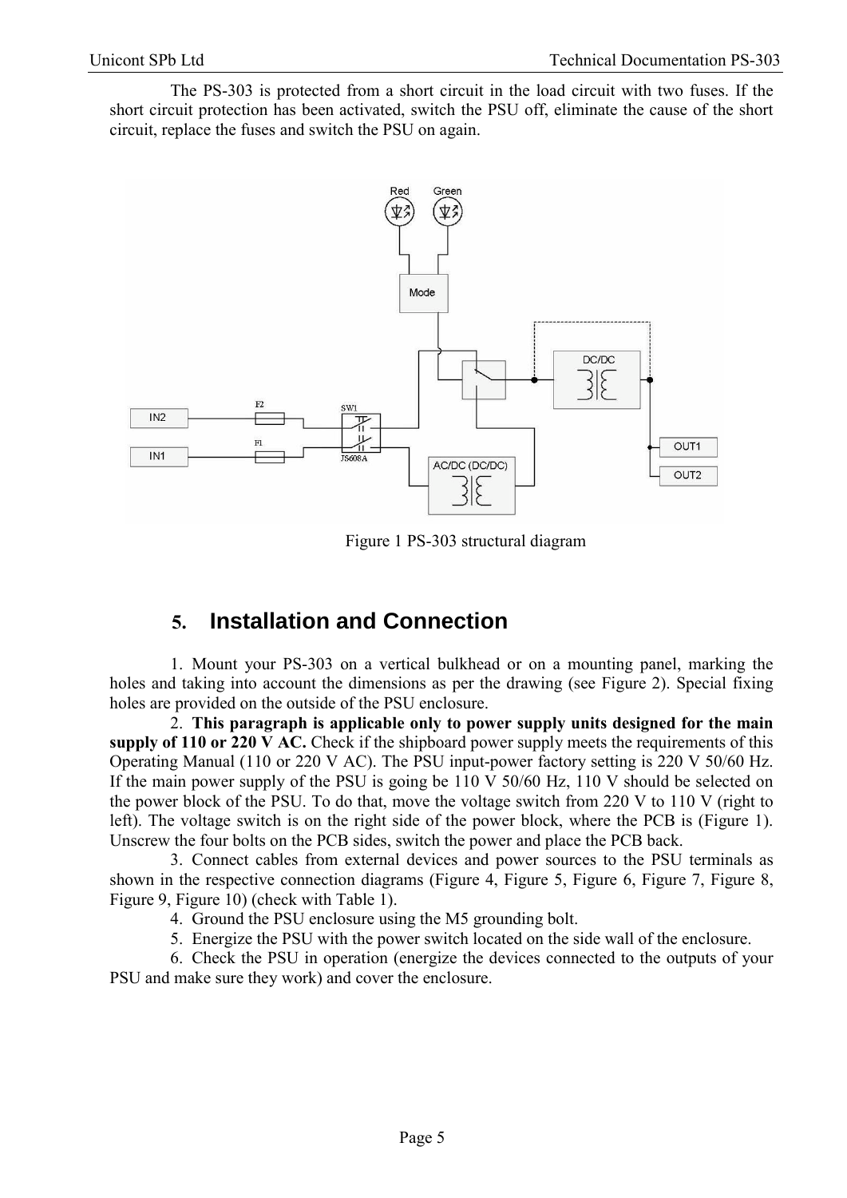The PS-303 is protected from a short circuit in the load circuit with two fuses. If the short circuit protection has been activated, switch the PSU off, eliminate the cause of the short circuit, replace the fuses and switch the PSU on again.

Figure 1 PS-303 structural diagram

## 5. Installation and Connection

1. Mount your PS-303 on a vertical bulkhead or on a mounting panel, marking the holes and taking into account the dimensions as per the drawing (see Figure 2). Special fixing holes are provided on the outside of the PSU enclosure.

2. **This paragraph is applicable only to power supply units designed for the main supply of 110 or 220 V AC.** Check if the shipboard power supply meets the requirements of this Operating Manual (110 or 220 V AC). The PSU input-power factory setting is 220 V 50/60 Hz. If the main power supply of the PSU is going be 110 V 50/60 Hz, 110 V should be selected on the power block of the PSU. To do that, move the voltage switch from 220 V to 110 V (right to left). The voltage switch is on the right side of the power block, where the PCB is (Figure 1). Unscrew the four bolts on the PCB sides, switch the power and place the PCB back.

3. Connect cables from external devices and power sources to the PSU terminals as shown in the respective connection diagrams (Figure 4, Figure 5, Figure 6, Figure 7, Figure 8, Figure 9, Figure 10) (check with Table 1).

4. Ground the PSU enclosure using the M5 grounding bolt.

5. Energize the PSU with the power switch located on the side wall of the enclosure.

6. Check the PSU in operation (energize the devices connected to the outputs of your PSU and make sure they work) and cover the enclosure.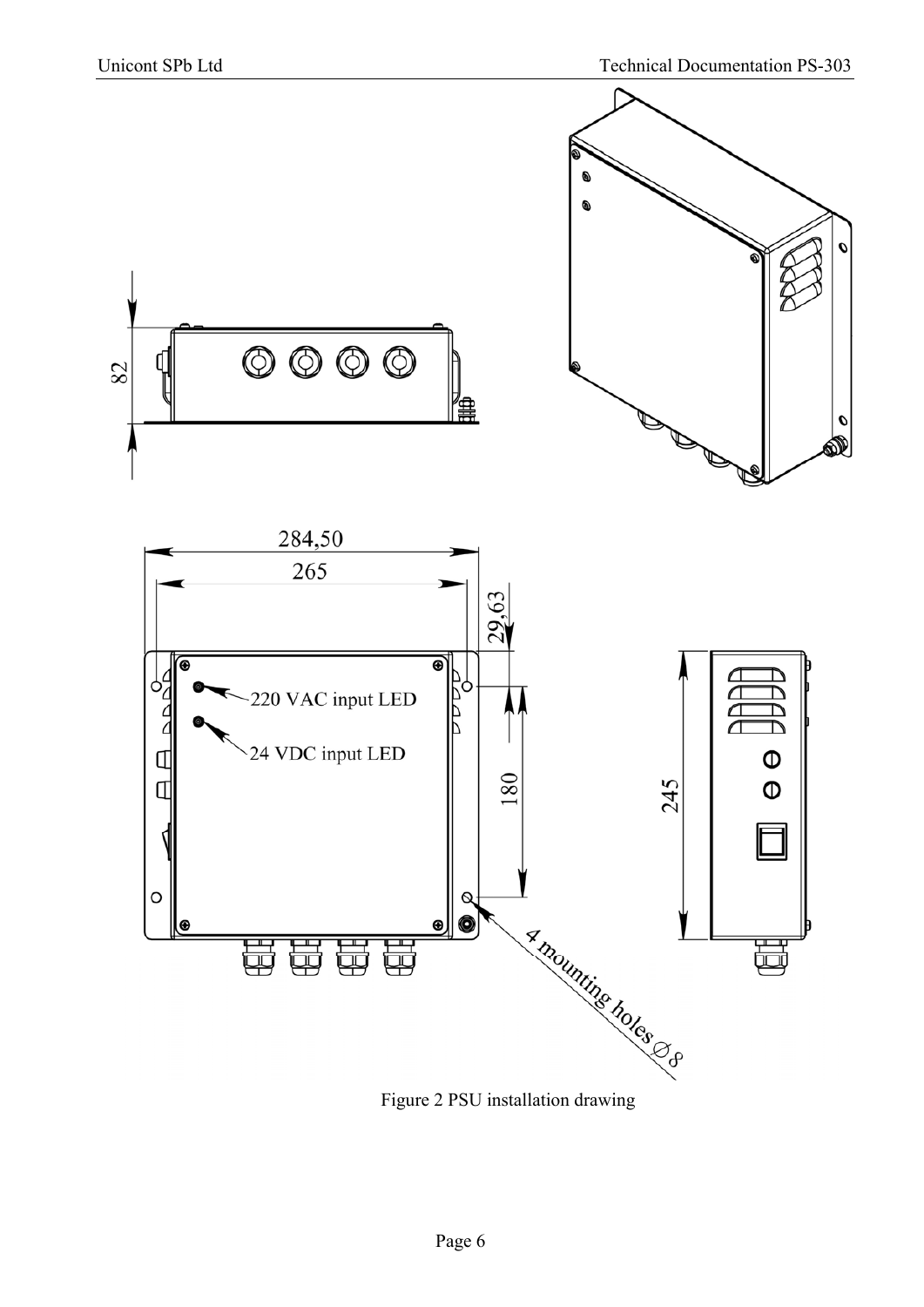82

284,50

265

29,63

180

245

220 VAC input LED

24 VDC input LED

4 mounting holes ⌀8

Figure 2 PSU installation drawing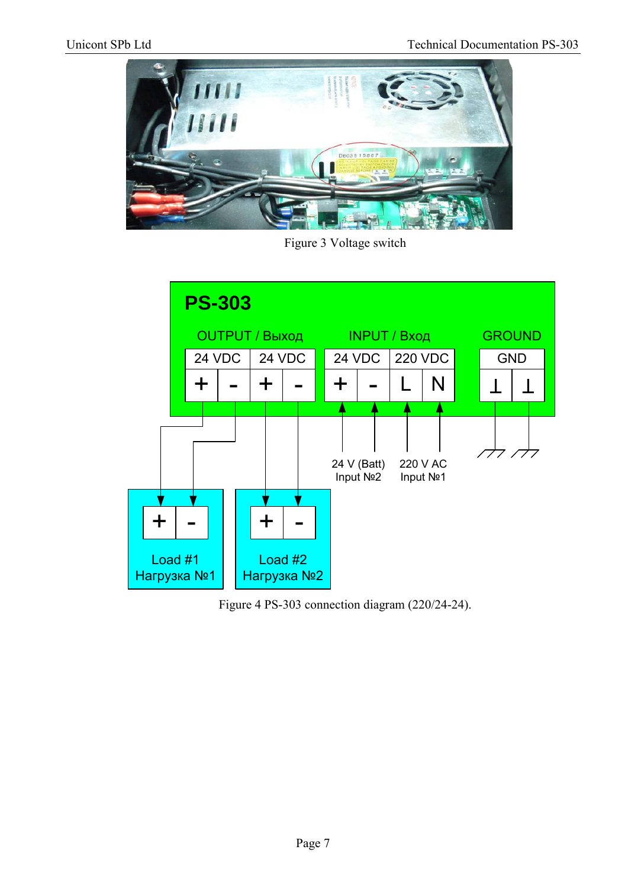Figure 3 Voltage switch

Figure 4 PS-303 connection diagram (220/24-24).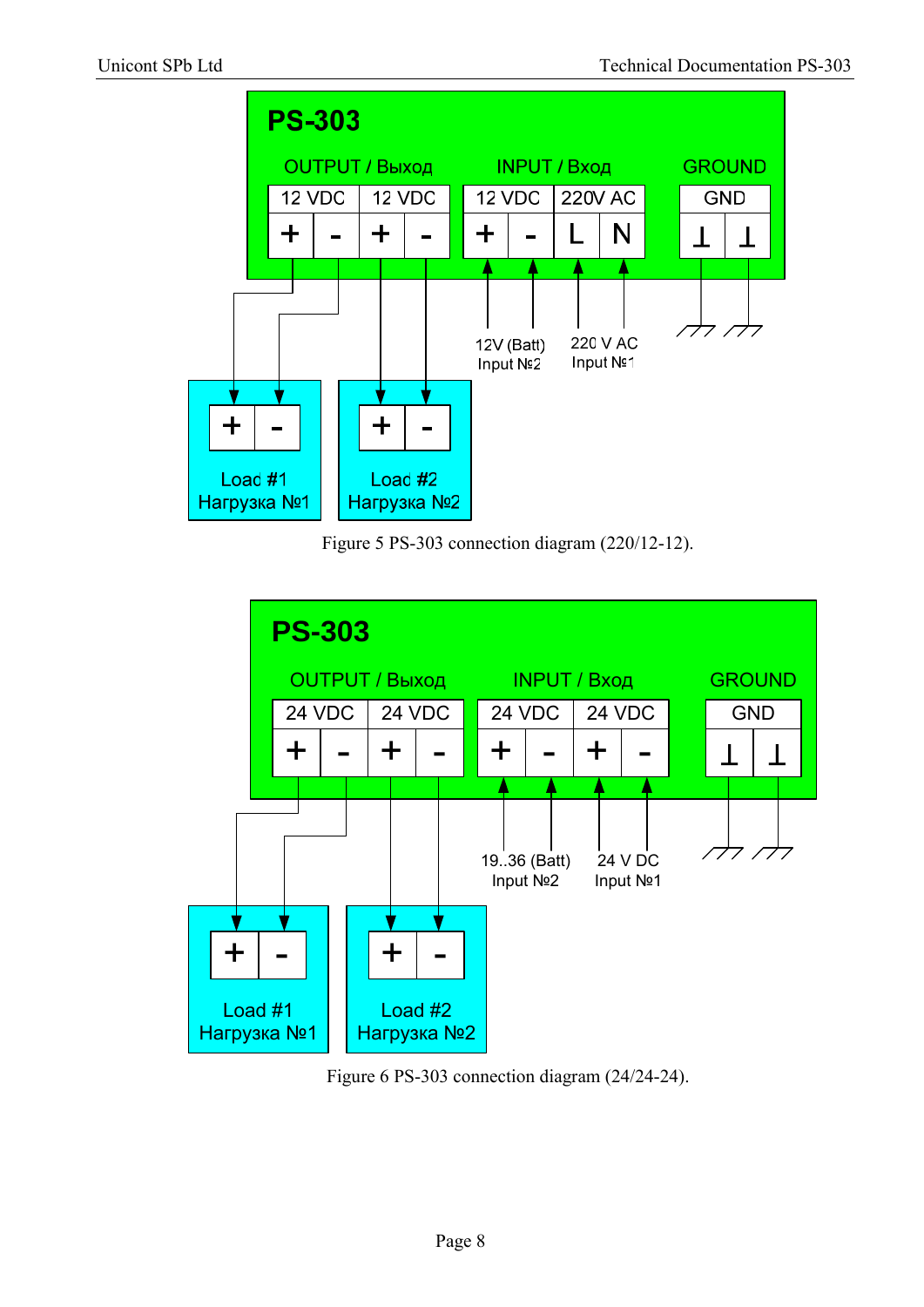Figure 5 PS-303 connection diagram (220/12-12).

Figure 6 PS-303 connection diagram (24/24-24).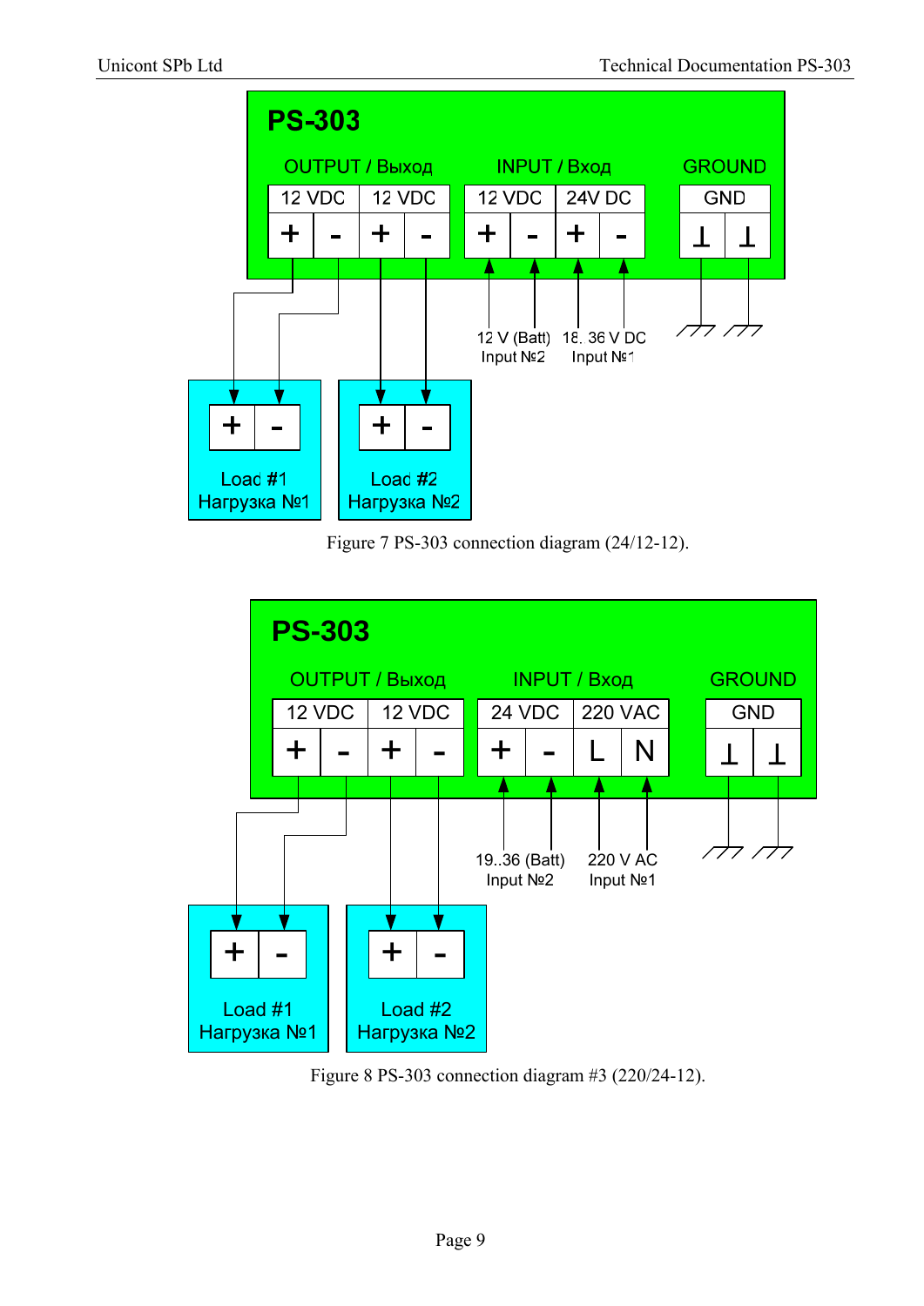Figure 7 PS-303 connection diagram (24/12-12).

Figure 8 PS-303 connection diagram #3 (220/24-12).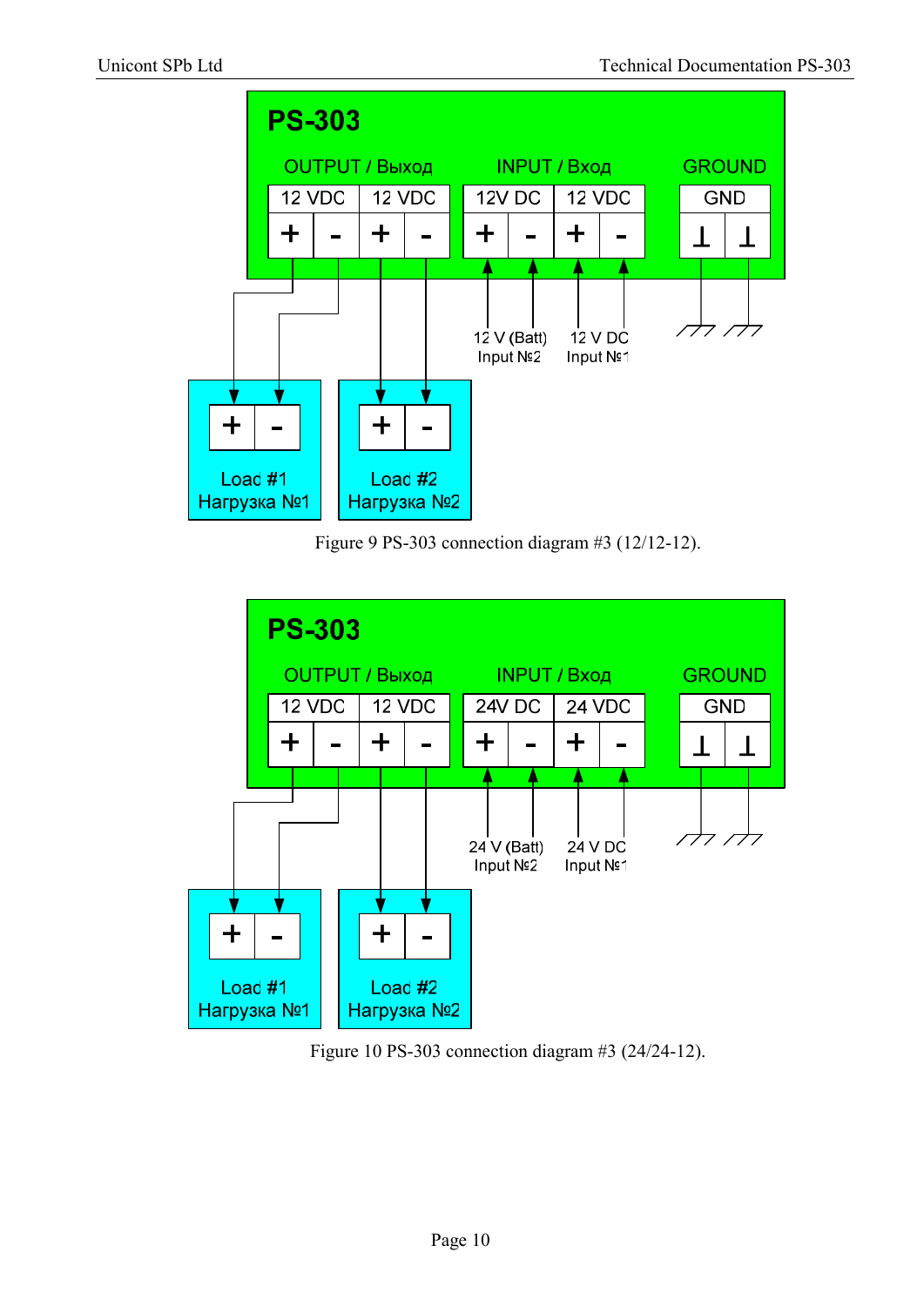Figure 9 PS-303 connection diagram #3 (12/12-12).

Figure 10 PS-303 connection diagram #3 (24/24-12).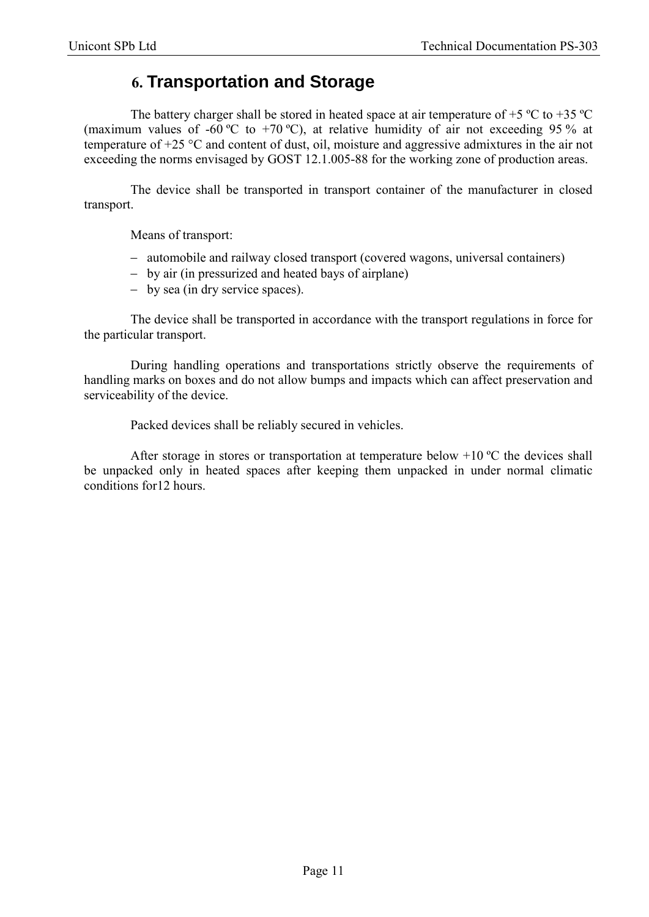# 6. Transportation and Storage

The battery charger shall be stored in heated space at air temperature of +5 ºC to +35 ºC (maximum values of -60 ºC to +70 ºC), at relative humidity of air not exceeding 95 % at temperature of +25 °C and content of dust, oil, moisture and aggressive admixtures in the air not exceeding the norms envisaged by GOST 12.1.005-88 for the working zone of production areas.

The device shall be transported in transport container of the manufacturer in closed transport.

Means of transport:

- automobile and railway closed transport (covered wagons, universal containers)
- by air (in pressurized and heated bays of airplane)
- by sea (in dry service spaces).

The device shall be transported in accordance with the transport regulations in force for the particular transport.

During handling operations and transportations strictly observe the requirements of handling marks on boxes and do not allow bumps and impacts which can affect preservation and serviceability of the device.

Packed devices shall be reliably secured in vehicles.

After storage in stores or transportation at temperature below +10 ºC the devices shall be unpacked only in heated spaces after keeping them unpacked in under normal climatic conditions for12 hours.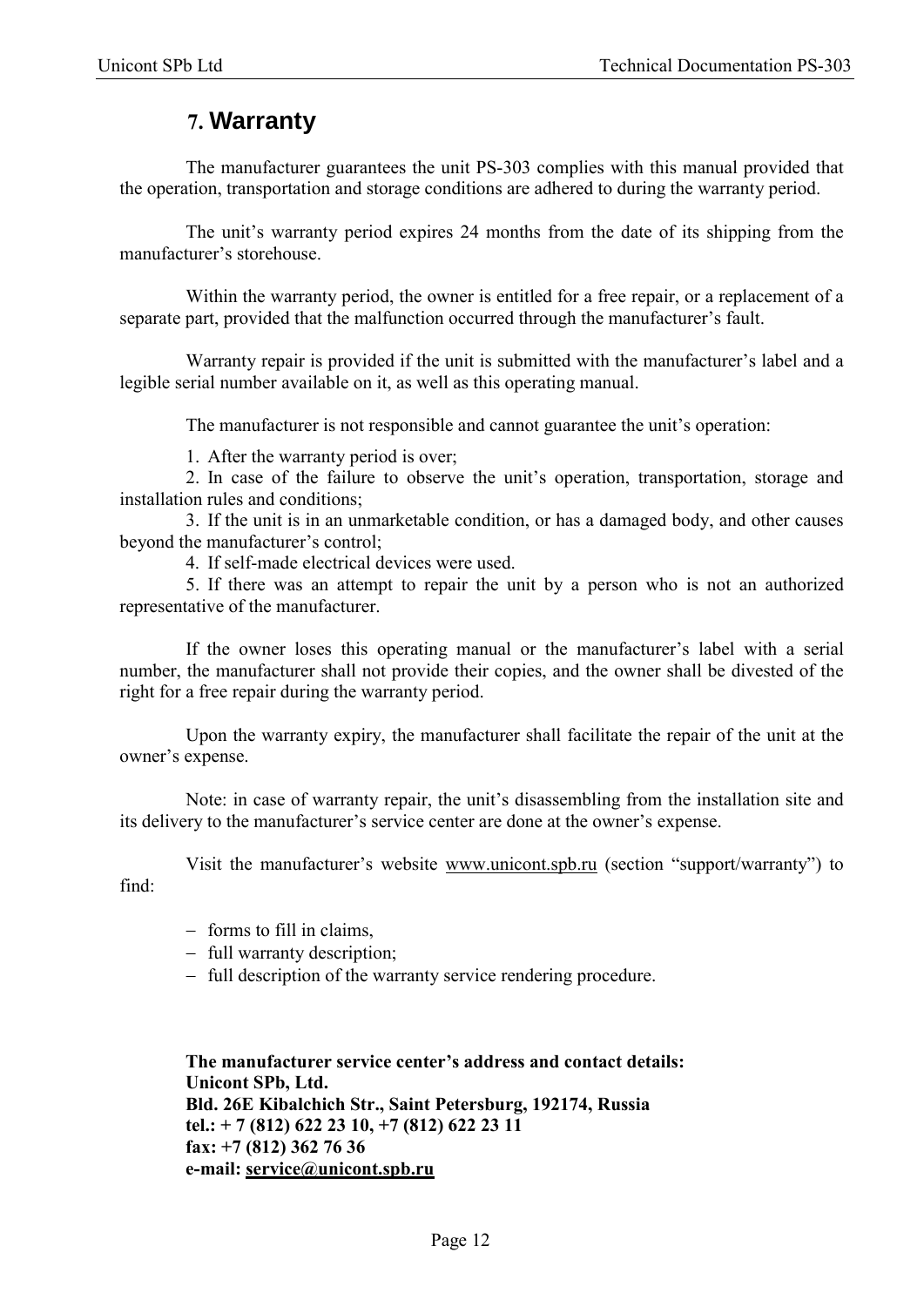# 7. Warranty

The manufacturer guarantees the unit PS-303 complies with this manual provided that the operation, transportation and storage conditions are adhered to during the warranty period.

The unit's warranty period expires 24 months from the date of its shipping from the manufacturer's storehouse.

Within the warranty period, the owner is entitled for a free repair, or a replacement of a separate part, provided that the malfunction occurred through the manufacturer's fault.

Warranty repair is provided if the unit is submitted with the manufacturer's label and a legible serial number available on it, as well as this operating manual.

The manufacturer is not responsible and cannot guarantee the unit's operation:

1. After the warranty period is over;
2. In case of the failure to observe the unit's operation, transportation, storage and installation rules and conditions;
3. If the unit is in an unmarketable condition, or has a damaged body, and other causes beyond the manufacturer's control;
4. If self-made electrical devices were used.
5. If there was an attempt to repair the unit by a person who is not an authorized representative of the manufacturer.

If the owner loses this operating manual or the manufacturer's label with a serial number, the manufacturer shall not provide their copies, and the owner shall be divested of the right for a free repair during the warranty period.

Upon the warranty expiry, the manufacturer shall facilitate the repair of the unit at the owner's expense.

Note: in case of warranty repair, the unit's disassembling from the installation site and its delivery to the manufacturer's service center are done at the owner's expense.

Visit the manufacturer's website www.unicont.spb.ru (section "support/warranty") to find:

- forms to fill in claims,
- full warranty description;
- full description of the warranty service rendering procedure.

**The manufacturer service center's address and contact details:**
**Unicont SPb, Ltd.**
**Bld. 26E Kibalchich Str., Saint Petersburg, 192174, Russia**
**tel.: + 7 (812) 622 23 10, +7 (812) 622 23 11**
**fax: +7 (812) 362 76 36**
**e-mail: service@unicont.spb.ru**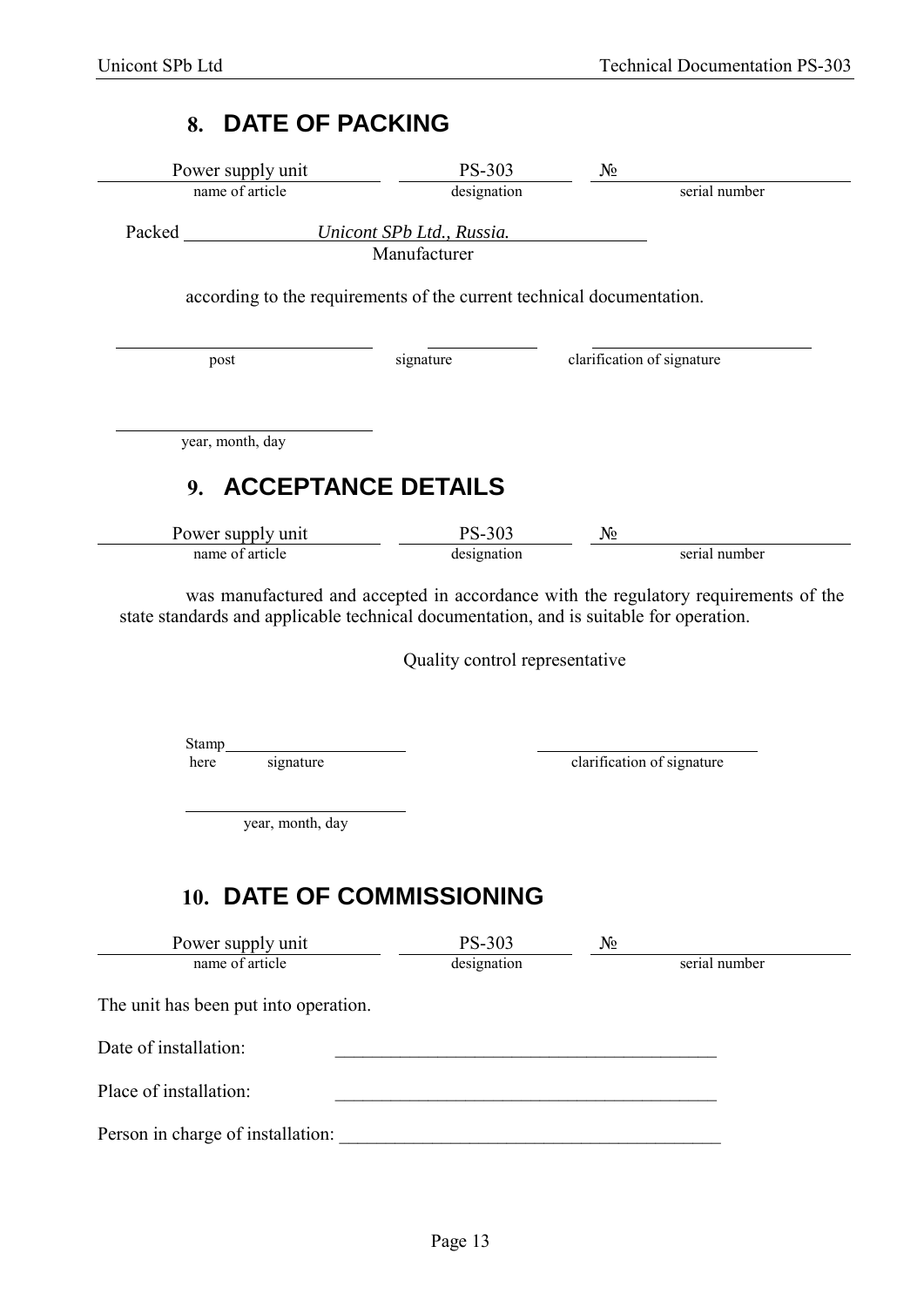## 8. DATE OF PACKING

| Power supply unit | PS-303 | № |
|---|---|---|
| name of article | designation | serial number |

Packed *Unicont SPb Ltd., Russia.*
Manufacturer

according to the requirements of the current technical documentation.

| | | |
|---|---|---|
| post | signature | clarification of signature |

year, month, day

## 9. ACCEPTANCE DETAILS

| Power supply unit | PS-303 | № |
|---|---|---|
| name of article | designation | serial number |

was manufactured and accepted in accordance with the regulatory requirements of the state standards and applicable technical documentation, and is suitable for operation.

Quality control representative

Stamp here ________ signature          ________ clarification of signature

________
year, month, day

## 10. DATE OF COMMISSIONING

| Power supply unit | PS-303 | № |
|---|---|---|
| name of article | designation | serial number |

The unit has been put into operation.

Date of installation: ________________________________________

Place of installation: ________________________________________

Person in charge of installation: ________________________________________